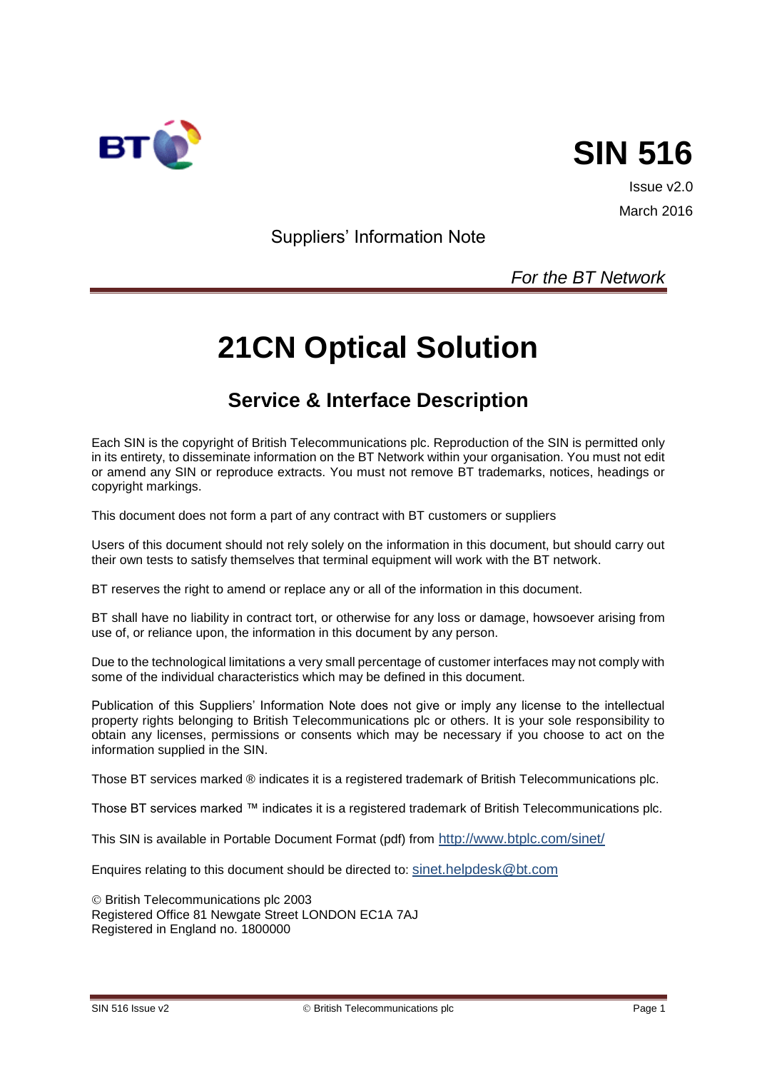# SIN 516

Issue v2.0

March 2016

Suppliers' Information Note

*For the BT Network*

# 21CN Optical Solution

## Service & Interface Description

Each SIN is the copyright of British Telecommunications plc. Reproduction of the SIN is permitted only in its entirety, to disseminate information on the BT Network within your organisation. You must not edit or amend any SIN or reproduce extracts. You must not remove BT trademarks, notices, headings or copyright markings.

This document does not form a part of any contract with BT customers or suppliers

Users of this document should not rely solely on the information in this document, but should carry out their own tests to satisfy themselves that terminal equipment will work with the BT network.

BT reserves the right to amend or replace any or all of the information in this document.

BT shall have no liability in contract tort, or otherwise for any loss or damage, howsoever arising from use of, or reliance upon, the information in this document by any person.

Due to the technological limitations a very small percentage of customer interfaces may not comply with some of the individual characteristics which may be defined in this document.

Publication of this Suppliers' Information Note does not give or imply any license to the intellectual property rights belonging to British Telecommunications plc or others. It is your sole responsibility to obtain any licenses, permissions or consents which may be necessary if you choose to act on the information supplied in the SIN.

Those BT services marked ® indicates it is a registered trademark of British Telecommunications plc.

Those BT services marked ™ indicates it is a registered trademark of British Telecommunications plc.

This SIN is available in Portable Document Format (pdf) from http://www.btplc.com/sinet/

Enquires relating to this document should be directed to: sinet.helpdesk@bt.com

© British Telecommunications plc 2003
Registered Office 81 Newgate Street LONDON EC1A 7AJ
Registered in England no. 1800000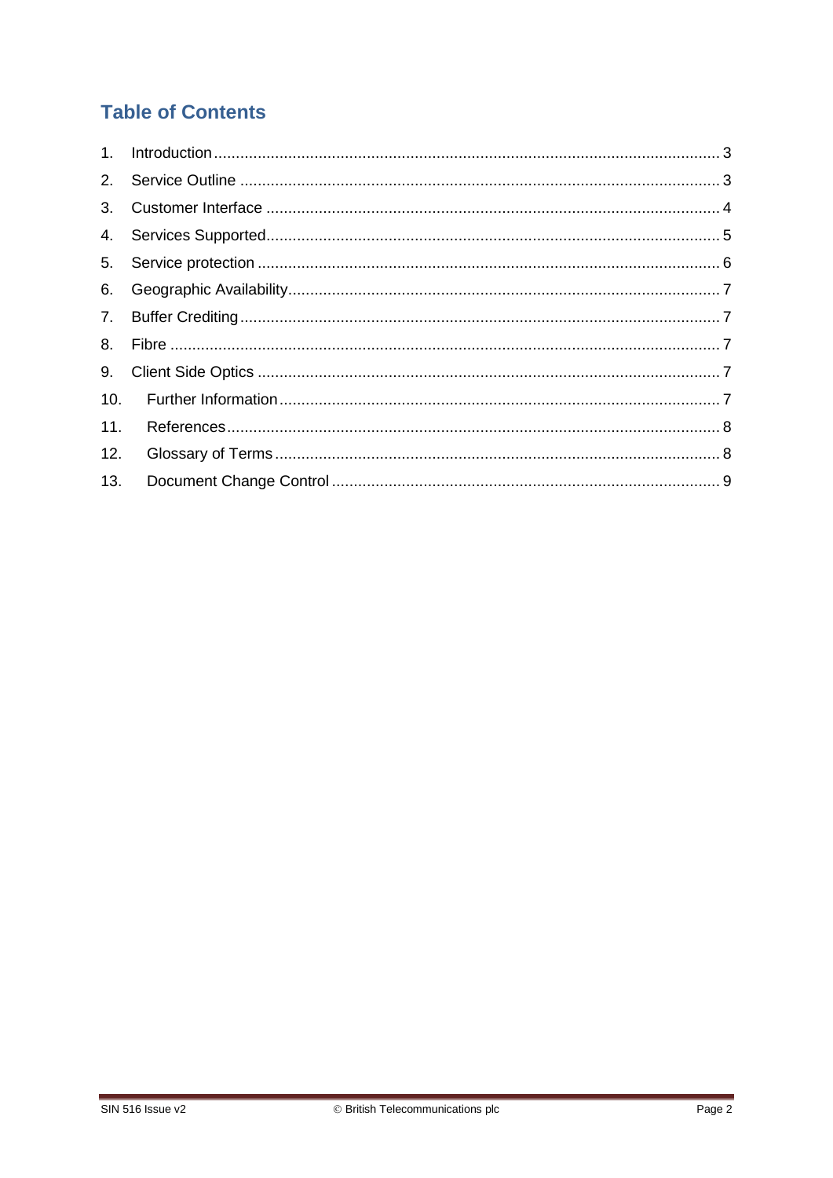## Table of Contents

1. Introduction ........................................................................................................ 3
2. Service Outline ................................................................................................... 3
3. Customer Interface ............................................................................................. 4
4. Services Supported ............................................................................................. 5
5. Service protection ............................................................................................... 6
6. Geographic Availability ........................................................................................ 7
7. Buffer Crediting ................................................................................................... 7
8. Fibre ................................................................................................................... 7
9. Client Side Optics ................................................................................................ 7
10. Further Information ........................................................................................... 7
11. References ........................................................................................................ 8
12. Glossary of Terms .............................................................................................. 8
13. Document Change Control ................................................................................. 9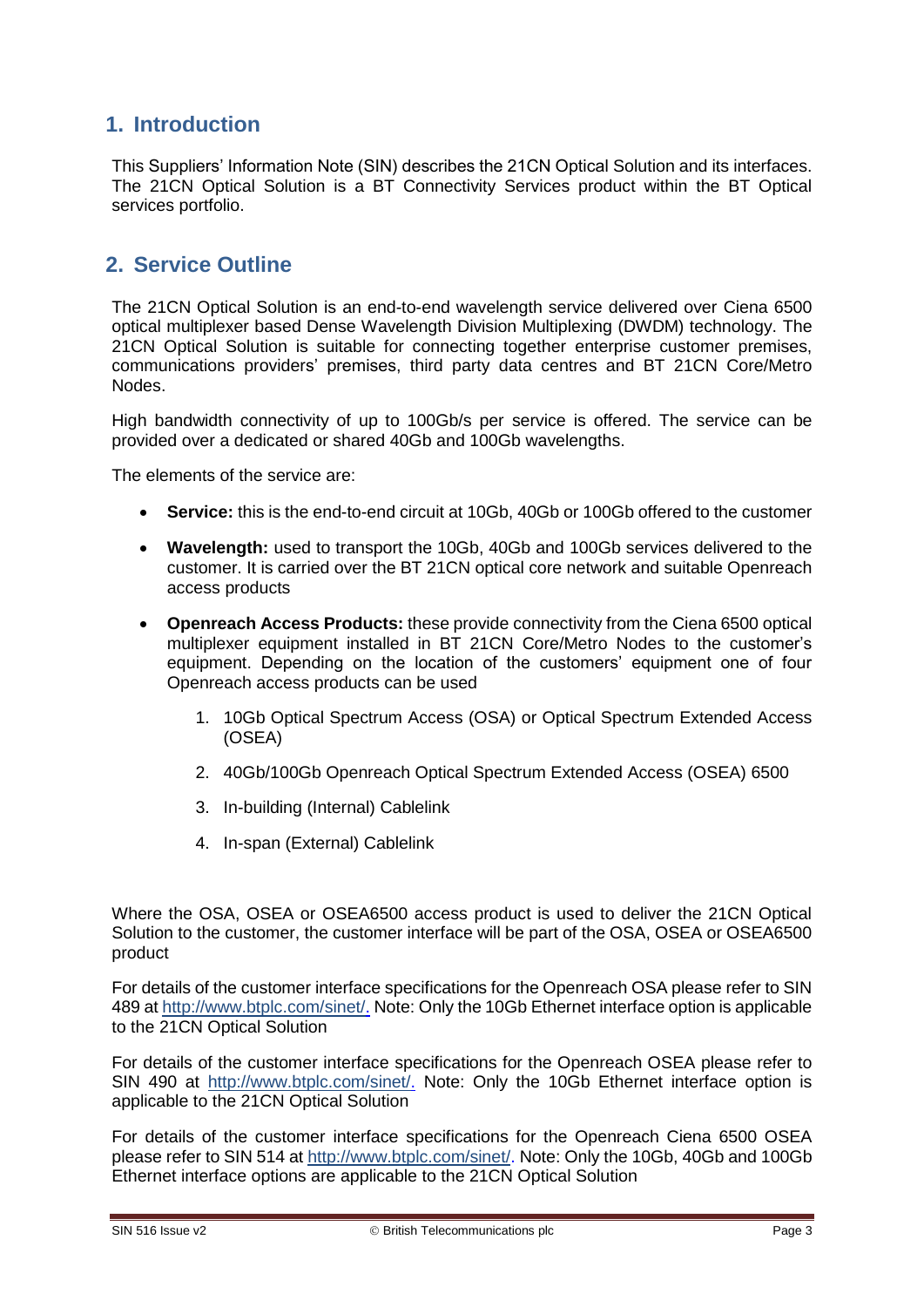## 1. Introduction

This Suppliers' Information Note (SIN) describes the 21CN Optical Solution and its interfaces. The 21CN Optical Solution is a BT Connectivity Services product within the BT Optical services portfolio.

## 2. Service Outline

The 21CN Optical Solution is an end-to-end wavelength service delivered over Ciena 6500 optical multiplexer based Dense Wavelength Division Multiplexing (DWDM) technology. The 21CN Optical Solution is suitable for connecting together enterprise customer premises, communications providers' premises, third party data centres and BT 21CN Core/Metro Nodes.

High bandwidth connectivity of up to 100Gb/s per service is offered. The service can be provided over a dedicated or shared 40Gb and 100Gb wavelengths.

The elements of the service are:

- **Service:** this is the end-to-end circuit at 10Gb, 40Gb or 100Gb offered to the customer
- **Wavelength:** used to transport the 10Gb, 40Gb and 100Gb services delivered to the customer. It is carried over the BT 21CN optical core network and suitable Openreach access products
- **Openreach Access Products:** these provide connectivity from the Ciena 6500 optical multiplexer equipment installed in BT 21CN Core/Metro Nodes to the customer's equipment. Depending on the location of the customers' equipment one of four Openreach access products can be used
    1. 10Gb Optical Spectrum Access (OSA) or Optical Spectrum Extended Access (OSEA)
    2. 40Gb/100Gb Openreach Optical Spectrum Extended Access (OSEA) 6500
    3. In-building (Internal) Cablelink
    4. In-span (External) Cablelink

Where the OSA, OSEA or OSEA6500 access product is used to deliver the 21CN Optical Solution to the customer, the customer interface will be part of the OSA, OSEA or OSEA6500 product

For details of the customer interface specifications for the Openreach OSA please refer to SIN 489 at http://www.btplc.com/sinet/. Note: Only the 10Gb Ethernet interface option is applicable to the 21CN Optical Solution

For details of the customer interface specifications for the Openreach OSEA please refer to SIN 490 at http://www.btplc.com/sinet/. Note: Only the 10Gb Ethernet interface option is applicable to the 21CN Optical Solution

For details of the customer interface specifications for the Openreach Ciena 6500 OSEA please refer to SIN 514 at http://www.btplc.com/sinet/. Note: Only the 10Gb, 40Gb and 100Gb Ethernet interface options are applicable to the 21CN Optical Solution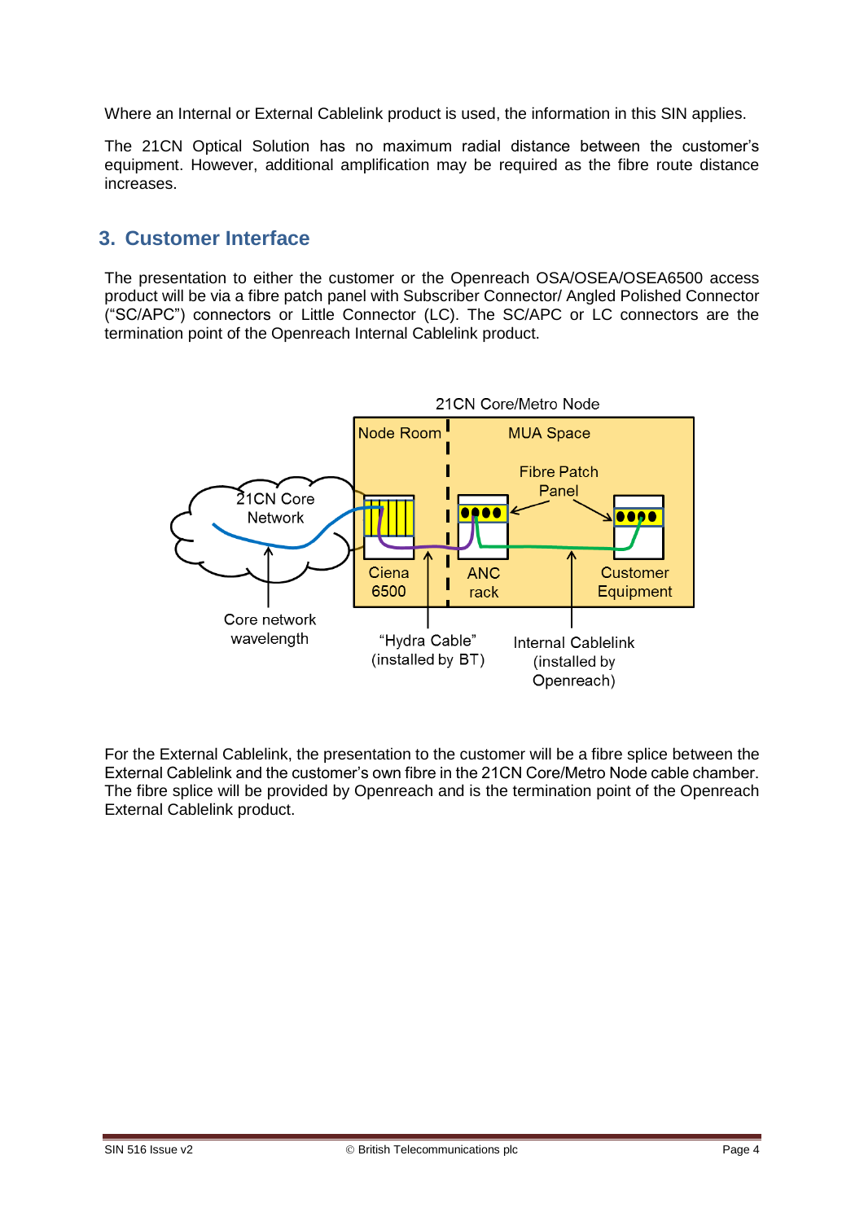Where an Internal or External Cablelink product is used, the information in this SIN applies.

The 21CN Optical Solution has no maximum radial distance between the customer's equipment. However, additional amplification may be required as the fibre route distance increases.

## 3. Customer Interface

The presentation to either the customer or the Openreach OSA/OSEA/OSEA6500 access product will be via a fibre patch panel with Subscriber Connector/ Angled Polished Connector ("SC/APC") connectors or Little Connector (LC). The SC/APC or LC connectors are the termination point of the Openreach Internal Cablelink product.

21CN Core/Metro Node

Node Room | MUA Space

Fibre Patch Panel

21CN Core Network

Ciena 6500

ANC rack

Customer Equipment

Core network wavelength

"Hydra Cable" (installed by BT)

Internal Cablelink (installed by Openreach)

For the External Cablelink, the presentation to the customer will be a fibre splice between the External Cablelink and the customer's own fibre in the 21CN Core/Metro Node cable chamber. The fibre splice will be provided by Openreach and is the termination point of the Openreach External Cablelink product.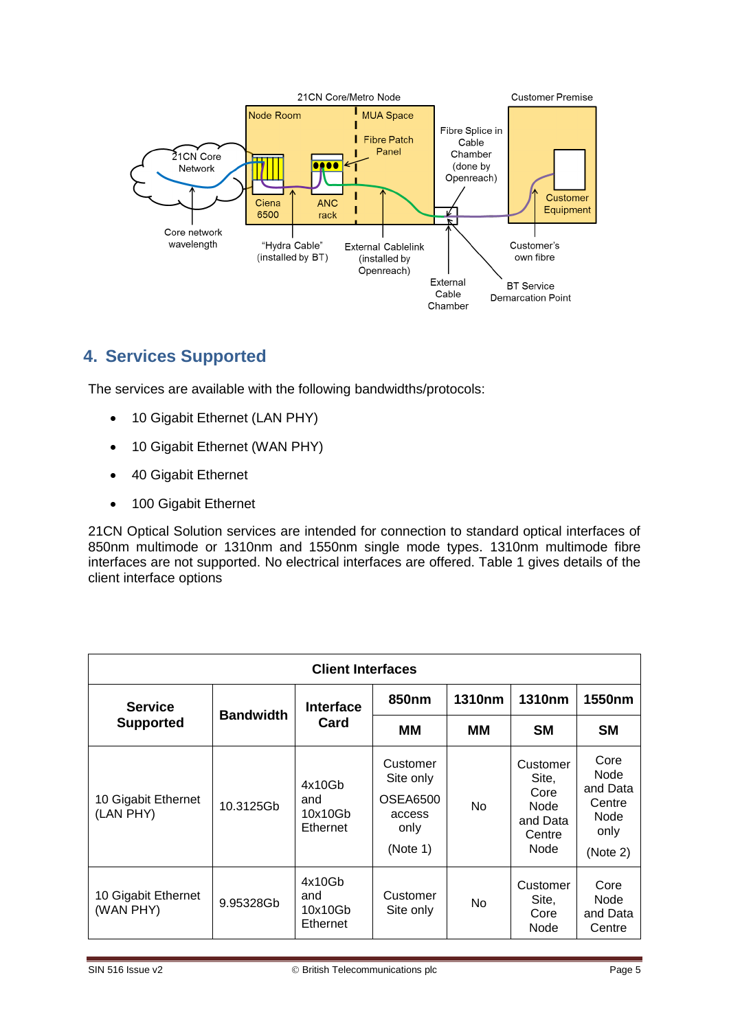## 4. Services Supported

The services are available with the following bandwidths/protocols:

- 10 Gigabit Ethernet (LAN PHY)
- 10 Gigabit Ethernet (WAN PHY)
- 40 Gigabit Ethernet
- 100 Gigabit Ethernet

21CN Optical Solution services are intended for connection to standard optical interfaces of 850nm multimode or 1310nm and 1550nm single mode types. 1310nm multimode fibre interfaces are not supported. No electrical interfaces are offered. Table 1 gives details of the client interface options

| **Client Interfaces** | | | | | | |
|---|---|---|---|---|---|---|
| **Service Supported** | **Bandwidth** | **Interface Card** | **850nm** | **1310nm** | **1310nm** | **1550nm** |
| | | | **MM** | **MM** | **SM** | **SM** |
| 10 Gigabit Ethernet (LAN PHY) | 10.3125Gb | 4x10Gb and 10x10Gb Ethernet | Customer Site only<br>OSEA6500 access only<br>(Note 1) | No | Customer Site, Core Node and Data Centre Node | Core Node and Data Centre Node only<br>(Note 2) |
| 10 Gigabit Ethernet (WAN PHY) | 9.95328Gb | 4x10Gb and 10x10Gb Ethernet | Customer Site only | No | Customer Site, Core Node | Core Node and Data Centre |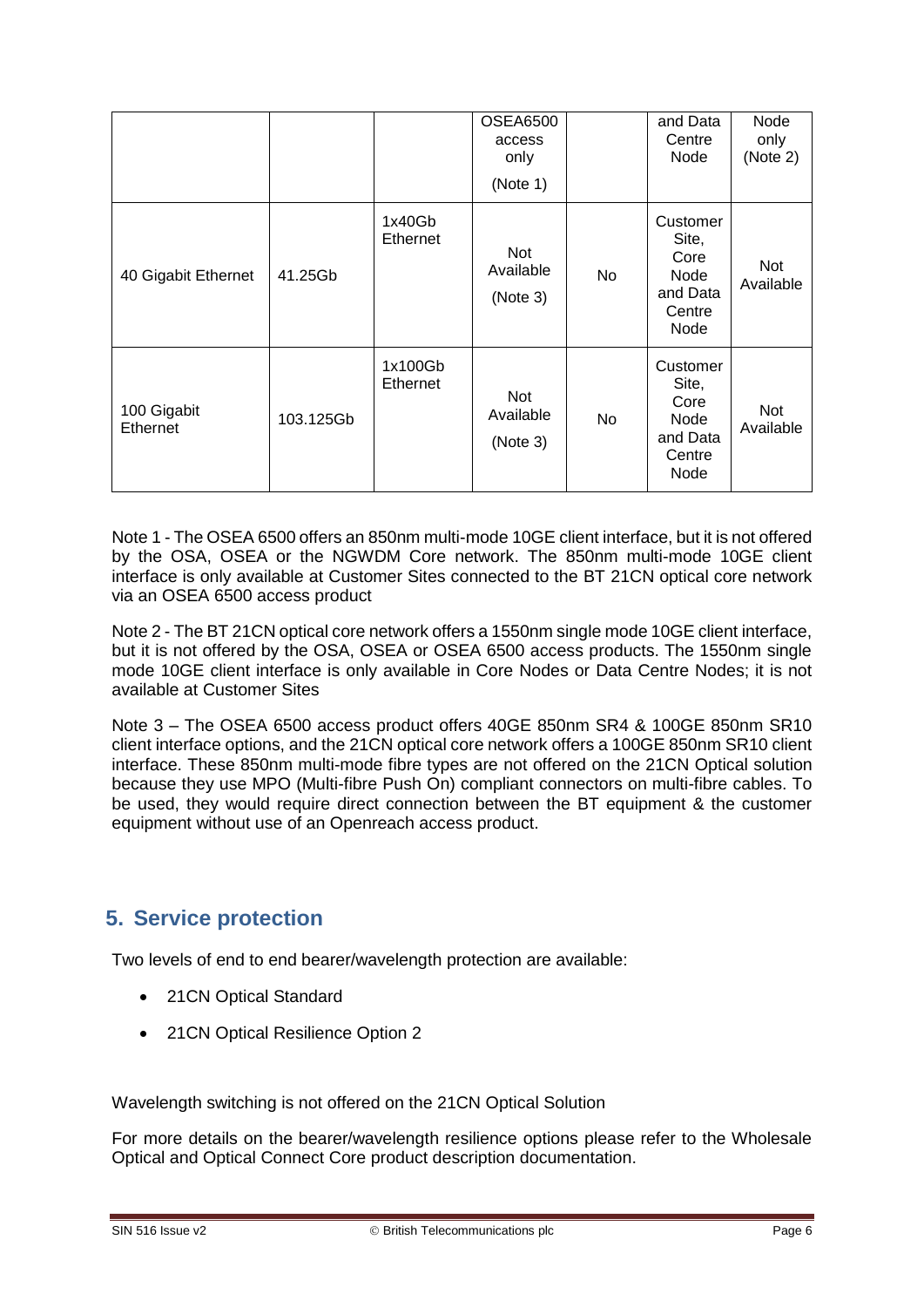| | | | OSEA6500 access only (Note 1) | | and Data Centre Node | Node only (Note 2) |
|---|---|---|---|---|---|---|
| 40 Gigabit Ethernet | 41.25Gb | 1x40Gb Ethernet | Not Available (Note 3) | No | Customer Site, Core Node and Data Centre Node | Not Available |
| 100 Gigabit Ethernet | 103.125Gb | 1x100Gb Ethernet | Not Available (Note 3) | No | Customer Site, Core Node and Data Centre Node | Not Available |

Note 1 - The OSEA 6500 offers an 850nm multi-mode 10GE client interface, but it is not offered by the OSA, OSEA or the NGWDM Core network. The 850nm multi-mode 10GE client interface is only available at Customer Sites connected to the BT 21CN optical core network via an OSEA 6500 access product

Note 2 - The BT 21CN optical core network offers a 1550nm single mode 10GE client interface, but it is not offered by the OSA, OSEA or OSEA 6500 access products. The 1550nm single mode 10GE client interface is only available in Core Nodes or Data Centre Nodes; it is not available at Customer Sites

Note 3 – The OSEA 6500 access product offers 40GE 850nm SR4 & 100GE 850nm SR10 client interface options, and the 21CN optical core network offers a 100GE 850nm SR10 client interface. These 850nm multi-mode fibre types are not offered on the 21CN Optical solution because they use MPO (Multi-fibre Push On) compliant connectors on multi-fibre cables. To be used, they would require direct connection between the BT equipment & the customer equipment without use of an Openreach access product.

## 5. Service protection

Two levels of end to end bearer/wavelength protection are available:

- 21CN Optical Standard
- 21CN Optical Resilience Option 2

Wavelength switching is not offered on the 21CN Optical Solution

For more details on the bearer/wavelength resilience options please refer to the Wholesale Optical and Optical Connect Core product description documentation.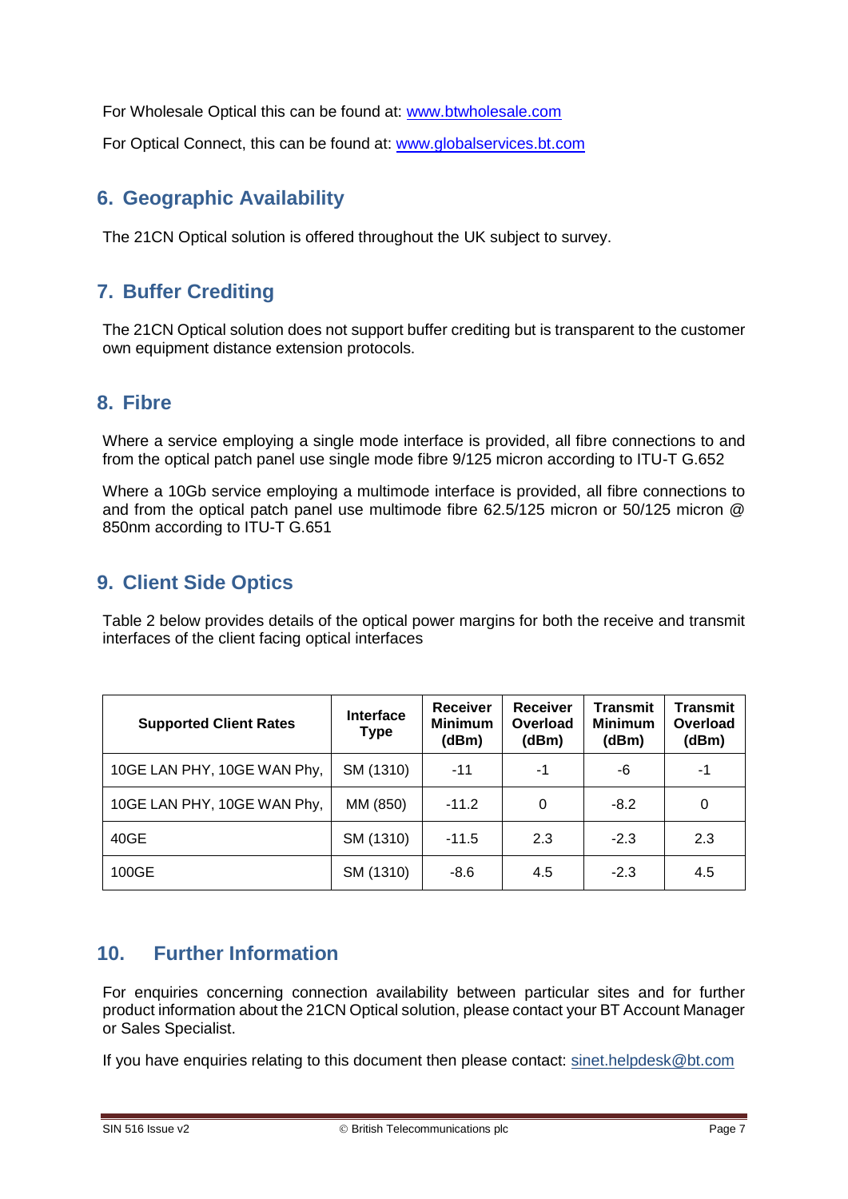For Wholesale Optical this can be found at: www.btwholesale.com

For Optical Connect, this can be found at: www.globalservices.bt.com

## 6. Geographic Availability

The 21CN Optical solution is offered throughout the UK subject to survey.

## 7. Buffer Crediting

The 21CN Optical solution does not support buffer crediting but is transparent to the customer own equipment distance extension protocols.

## 8. Fibre

Where a service employing a single mode interface is provided, all fibre connections to and from the optical patch panel use single mode fibre 9/125 micron according to ITU-T G.652

Where a 10Gb service employing a multimode interface is provided, all fibre connections to and from the optical patch panel use multimode fibre 62.5/125 micron or 50/125 micron @ 850nm according to ITU-T G.651

## 9. Client Side Optics

Table 2 below provides details of the optical power margins for both the receive and transmit interfaces of the client facing optical interfaces

| Supported Client Rates | Interface Type | Receiver Minimum (dBm) | Receiver Overload (dBm) | Transmit Minimum (dBm) | Transmit Overload (dBm) |
|---|---|---|---|---|---|
| 10GE LAN PHY, 10GE WAN Phy, | SM (1310) | -11 | -1 | -6 | -1 |
| 10GE LAN PHY, 10GE WAN Phy, | MM (850) | -11.2 | 0 | -8.2 | 0 |
| 40GE | SM (1310) | -11.5 | 2.3 | -2.3 | 2.3 |
| 100GE | SM (1310) | -8.6 | 4.5 | -2.3 | 4.5 |

## 10. Further Information

For enquiries concerning connection availability between particular sites and for further product information about the 21CN Optical solution, please contact your BT Account Manager or Sales Specialist.

If you have enquiries relating to this document then please contact: sinet.helpdesk@bt.com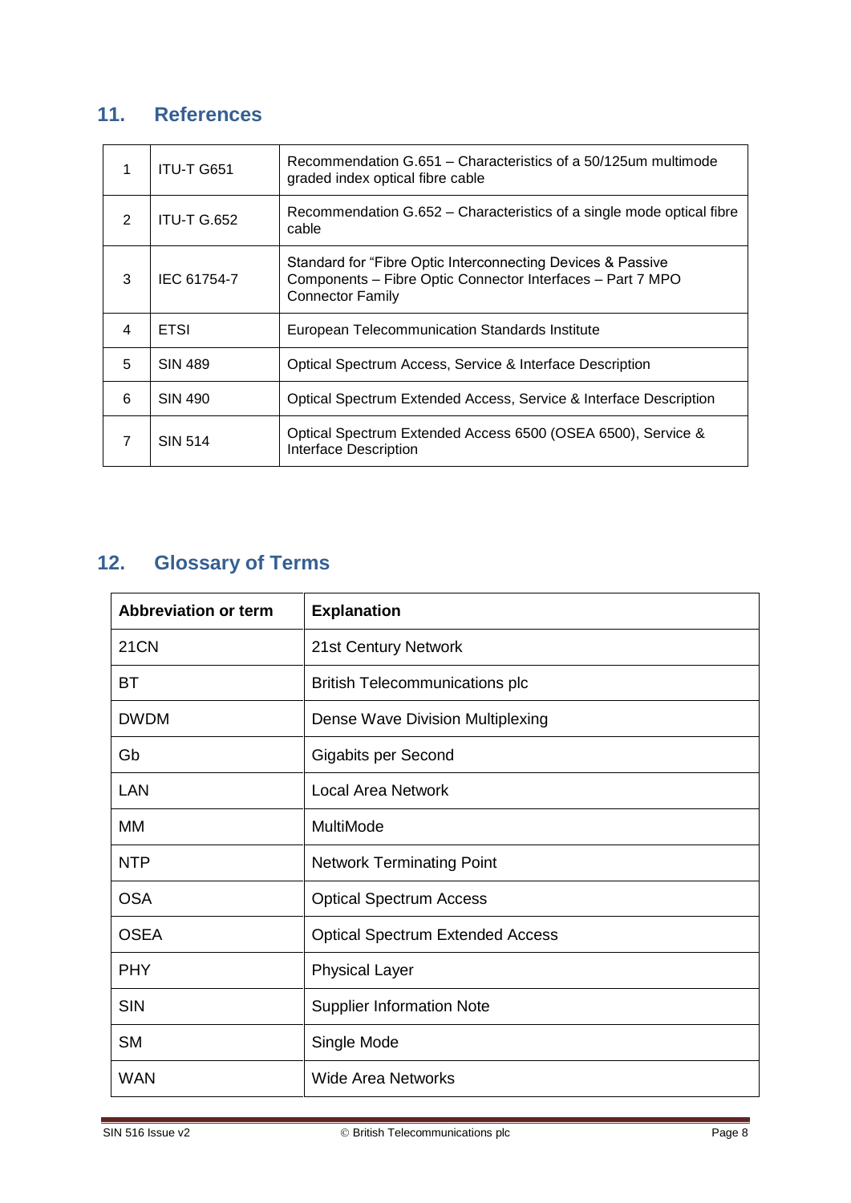## 11. References

| | | |
|---|---|---|
| 1 | ITU-T G651 | Recommendation G.651 – Characteristics of a 50/125um multimode graded index optical fibre cable |
| 2 | ITU-T G.652 | Recommendation G.652 – Characteristics of a single mode optical fibre cable |
| 3 | IEC 61754-7 | Standard for “Fibre Optic Interconnecting Devices & Passive Components – Fibre Optic Connector Interfaces – Part 7 MPO Connector Family |
| 4 | ETSI | European Telecommunication Standards Institute |
| 5 | SIN 489 | Optical Spectrum Access, Service & Interface Description |
| 6 | SIN 490 | Optical Spectrum Extended Access, Service & Interface Description |
| 7 | SIN 514 | Optical Spectrum Extended Access 6500 (OSEA 6500), Service & Interface Description |

## 12. Glossary of Terms

| Abbreviation or term | Explanation |
|---|---|
| 21CN | 21st Century Network |
| BT | British Telecommunications plc |
| DWDM | Dense Wave Division Multiplexing |
| Gb | Gigabits per Second |
| LAN | Local Area Network |
| MM | MultiMode |
| NTP | Network Terminating Point |
| OSA | Optical Spectrum Access |
| OSEA | Optical Spectrum Extended Access |
| PHY | Physical Layer |
| SIN | Supplier Information Note |
| SM | Single Mode |
| WAN | Wide Area Networks |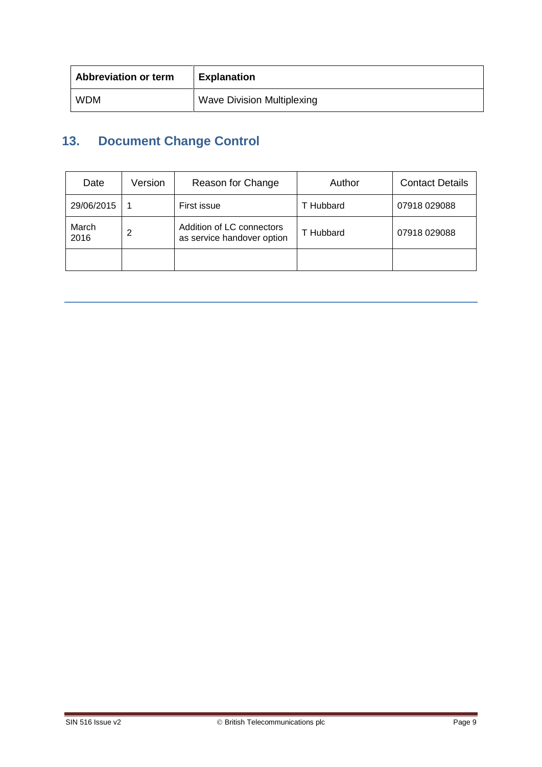| Abbreviation or term | Explanation |
|---|---|
| WDM | Wave Division Multiplexing |

## 13. Document Change Control

| Date | Version | Reason for Change | Author | Contact Details |
|---|---|---|---|---|
| 29/06/2015 | 1 | First issue | T Hubbard | 07918 029088 |
| March 2016 | 2 | Addition of LC connectors as service handover option | T Hubbard | 07918 029088 |
| | | | | |